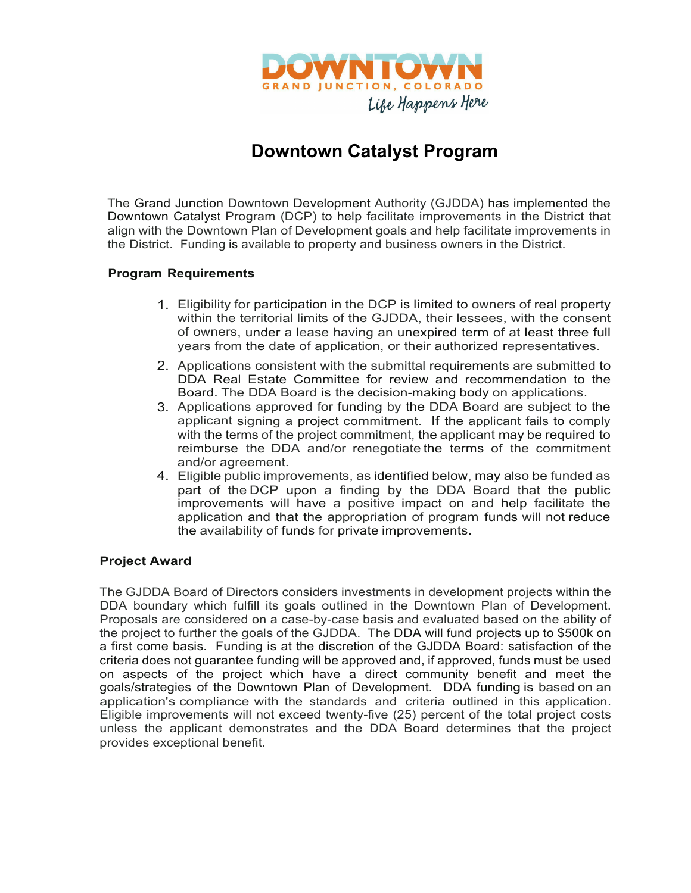DOWNTOWN
GRAND JUNCTION, COLORADO
Life Happens Here

# Downtown Catalyst Program

The Grand Junction Downtown Development Authority (GJDDA) has implemented the Downtown Catalyst Program (DCP) to help facilitate improvements in the District that align with the Downtown Plan of Development goals and help facilitate improvements in the District. Funding is available to property and business owners in the District.

### Program Requirements

1. Eligibility for participation in the DCP is limited to owners of real property within the territorial limits of the GJDDA, their lessees, with the consent of owners, under a lease having an unexpired term of at least three full years from the date of application, or their authorized representatives.
2. Applications consistent with the submittal requirements are submitted to DDA Real Estate Committee for review and recommendation to the Board. The DDA Board is the decision-making body on applications.
3. Applications approved for funding by the DDA Board are subject to the applicant signing a project commitment. If the applicant fails to comply with the terms of the project commitment, the applicant may be required to reimburse the DDA and/or renegotiate the terms of the commitment and/or agreement.
4. Eligible public improvements, as identified below, may also be funded as part of the DCP upon a finding by the DDA Board that the public improvements will have a positive impact on and help facilitate the application and that the appropriation of program funds will not reduce the availability of funds for private improvements.

### Project Award

The GJDDA Board of Directors considers investments in development projects within the DDA boundary which fulfill its goals outlined in the Downtown Plan of Development. Proposals are considered on a case-by-case basis and evaluated based on the ability of the project to further the goals of the GJDDA. The DDA will fund projects up to $500k on a first come basis. Funding is at the discretion of the GJDDA Board: satisfaction of the criteria does not guarantee funding will be approved and, if approved, funds must be used on aspects of the project which have a direct community benefit and meet the goals/strategies of the Downtown Plan of Development. DDA funding is based on an application's compliance with the standards and criteria outlined in this application. Eligible improvements will not exceed twenty-five (25) percent of the total project costs unless the applicant demonstrates and the DDA Board determines that the project provides exceptional benefit.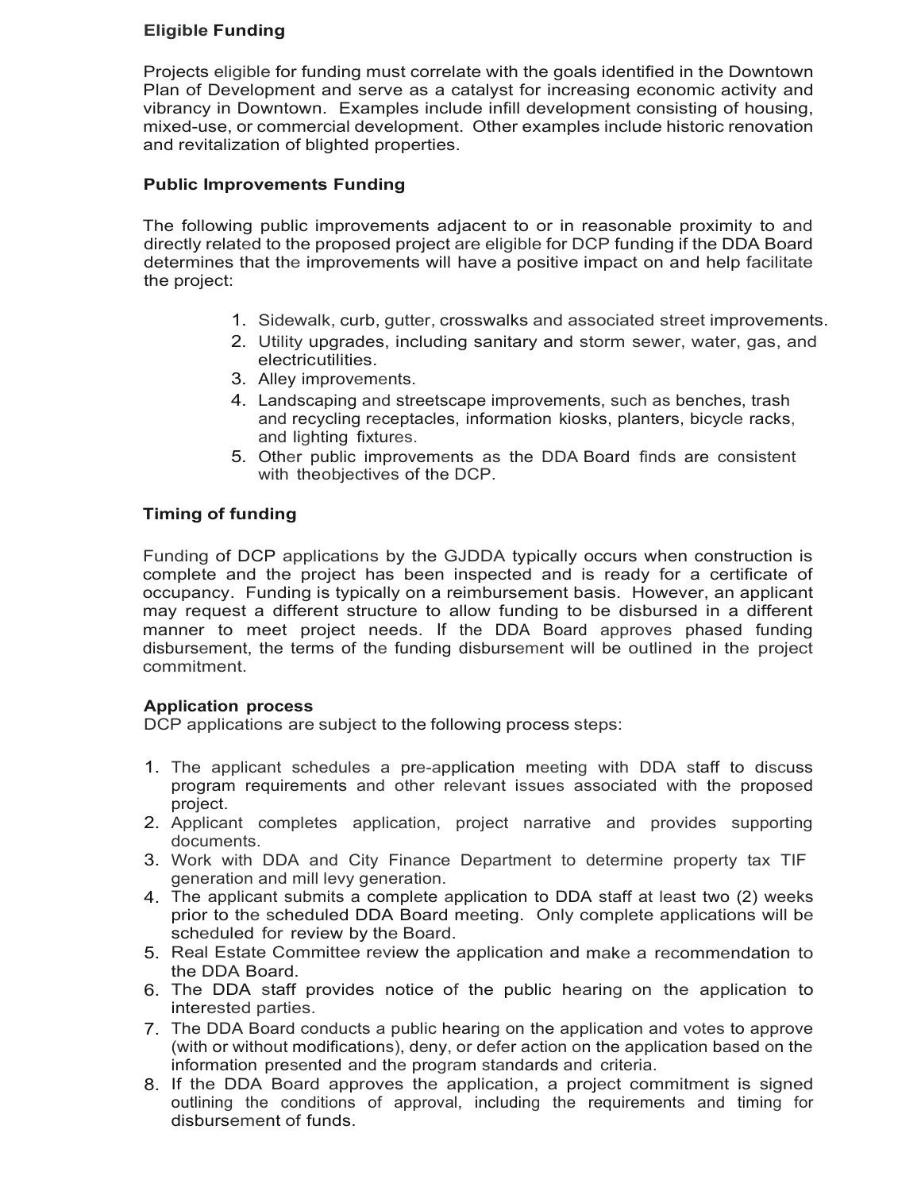## Eligible Funding

Projects eligible for funding must correlate with the goals identified in the Downtown Plan of Development and serve as a catalyst for increasing economic activity and vibrancy in Downtown. Examples include infill development consisting of housing, mixed-use, or commercial development. Other examples include historic renovation and revitalization of blighted properties.

## Public Improvements Funding

The following public improvements adjacent to or in reasonable proximity to and directly related to the proposed project are eligible for DCP funding if the DDA Board determines that the improvements will have a positive impact on and help facilitate the project:

1. Sidewalk, curb, gutter, crosswalks and associated street improvements.
2. Utility upgrades, including sanitary and storm sewer, water, gas, and electricutilities.
3. Alley improvements.
4. Landscaping and streetscape improvements, such as benches, trash and recycling receptacles, information kiosks, planters, bicycle racks, and lighting fixtures.
5. Other public improvements as the DDA Board finds are consistent with theobjectives of the DCP.

## Timing of funding

Funding of DCP applications by the GJDDA typically occurs when construction is complete and the project has been inspected and is ready for a certificate of occupancy. Funding is typically on a reimbursement basis. However, an applicant may request a different structure to allow funding to be disbursed in a different manner to meet project needs. If the DDA Board approves phased funding disbursement, the terms of the funding disbursement will be outlined in the project commitment.

## Application process

DCP applications are subject to the following process steps:

1. The applicant schedules a pre-application meeting with DDA staff to discuss program requirements and other relevant issues associated with the proposed project.
2. Applicant completes application, project narrative and provides supporting documents.
3. Work with DDA and City Finance Department to determine property tax TIF generation and mill levy generation.
4. The applicant submits a complete application to DDA staff at least two (2) weeks prior to the scheduled DDA Board meeting. Only complete applications will be scheduled for review by the Board.
5. Real Estate Committee review the application and make a recommendation to the DDA Board.
6. The DDA staff provides notice of the public hearing on the application to interested parties.
7. The DDA Board conducts a public hearing on the application and votes to approve (with or without modifications), deny, or defer action on the application based on the information presented and the program standards and criteria.
8. If the DDA Board approves the application, a project commitment is signed outlining the conditions of approval, including the requirements and timing for disbursement of funds.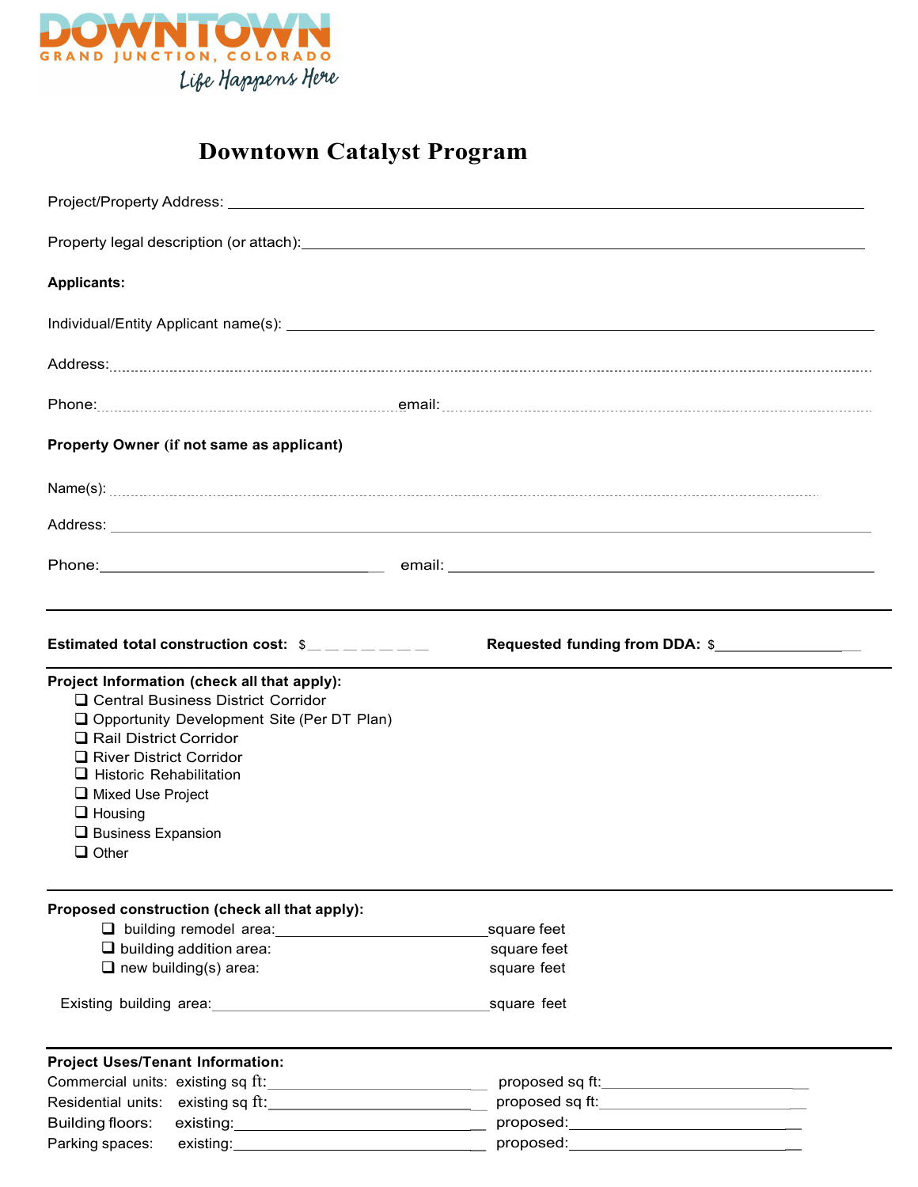DOWNTOWN

GRAND JUNCTION, COLORADO

*Life Happens Here*

# Downtown Catalyst Program

Project/Property Address: ______________________________________________

Property legal description (or attach):______________________________________________

**Applicants:**

Individual/Entity Applicant name(s): ______________________________________________

Address:......................................................................................................

Phone:.............................................. email:..............................................

**Property Owner (if not same as applicant)**

Name(s): ......................................................................................................

Address: ______________________________________________

Phone:______________________________ email: ______________________________

---

**Estimated total construction cost:** $_ _ _ _ _ _ _ _ **Requested funding from DDA:** $__________________

---

**Project Information (check all that apply):**

- ❑ Central Business District Corridor
- ❑ Opportunity Development Site (Per DT Plan)
- ❑ Rail District Corridor
- ❑ River District Corridor
- ❑ Historic Rehabilitation
- ❑ Mixed Use Project
- ❑ Housing
- ❑ Business Expansion
- ❑ Other

---

**Proposed construction (check all that apply):**

- ❑ building remodel area:______________________________square feet
- ❑ building addition area: square feet
- ❑ new building(s) area: square feet

Existing building area:______________________________square feet

---

**Project Uses/Tenant Information:**

Commercial units: existing sq ft:______________________________ proposed sq ft:______________________________

Residential units: existing sq ft:______________________________ proposed sq ft:______________________________

Building floors: existing:______________________________ proposed:______________________________

Parking spaces: existing:______________________________ proposed:______________________________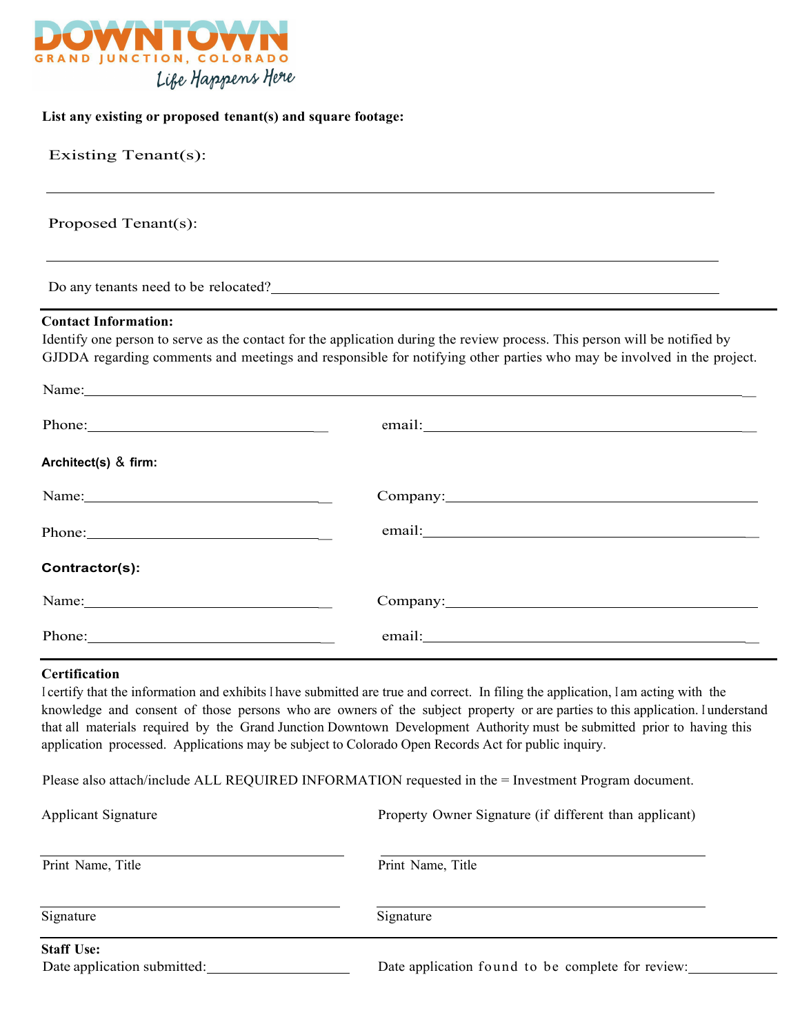**List any existing or proposed tenant(s) and square footage:**

Existing Tenant(s):

______________________________________________________________________

Proposed Tenant(s):

______________________________________________________________________

Do any tenants need to be relocated?______________________________________________

**Contact Information:**

Identify one person to serve as the contact for the application during the review process. This person will be notified by GJDDA regarding comments and meetings and responsible for notifying other parties who may be involved in the project.

Name:______________________________________________________________________

Phone:_______________________________ email:_______________________________________

**Architect(s) & firm:**

Name:_______________________________ Company:_____________________________________

Phone:_______________________________ email:_______________________________________

**Contractor(s):**

Name:_______________________________ Company:_____________________________________

Phone:_______________________________ email:_______________________________________

**Certification**

I certify that the information and exhibits I have submitted are true and correct. In filing the application, I am acting with the knowledge and consent of those persons who are owners of the subject property or are parties to this application. I understand that all materials required by the Grand Junction Downtown Development Authority must be submitted prior to having this application processed. Applications may be subject to Colorado Open Records Act for public inquiry.

Please also attach/include ALL REQUIRED INFORMATION requested in the = Investment Program document.

| Applicant Signature | Property Owner Signature (if different than applicant) |
| --- | --- |
| ______________________________ | ______________________________ |
| Print Name, Title | Print Name, Title |
| ______________________________ | ______________________________ |
| Signature | Signature |

**Staff Use:**

Date application submitted:____________________ Date application found to be complete for review:____________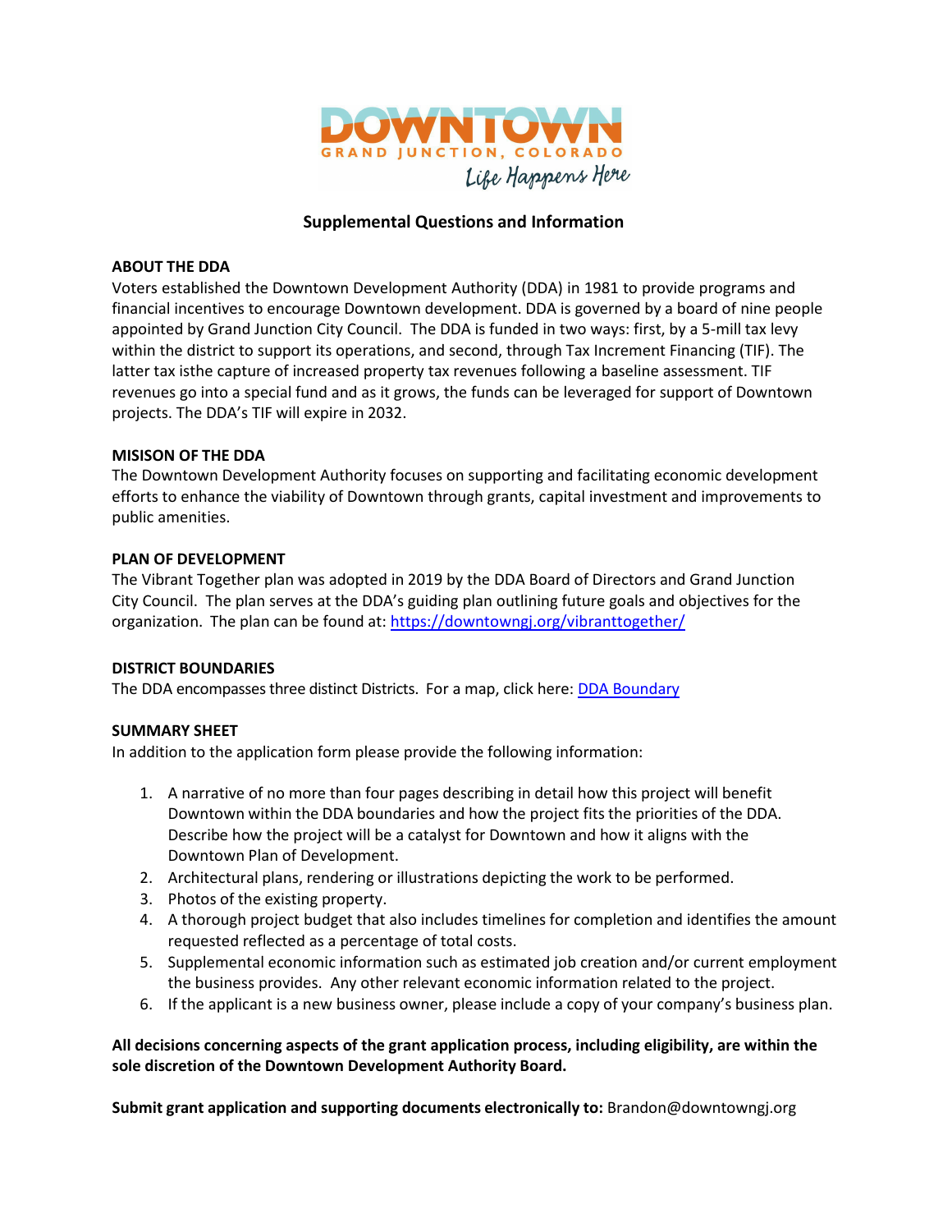DOWNTOWN
GRAND JUNCTION, COLORADO
Life Happens Here

## Supplemental Questions and Information

**ABOUT THE DDA**

Voters established the Downtown Development Authority (DDA) in 1981 to provide programs and financial incentives to encourage Downtown development. DDA is governed by a board of nine people appointed by Grand Junction City Council. The DDA is funded in two ways: first, by a 5-mill tax levy within the district to support its operations, and second, through Tax Increment Financing (TIF). The latter tax isthe capture of increased property tax revenues following a baseline assessment. TIF revenues go into a special fund and as it grows, the funds can be leveraged for support of Downtown projects. The DDA's TIF will expire in 2032.

**MISISON OF THE DDA**

The Downtown Development Authority focuses on supporting and facilitating economic development efforts to enhance the viability of Downtown through grants, capital investment and improvements to public amenities.

**PLAN OF DEVELOPMENT**

The Vibrant Together plan was adopted in 2019 by the DDA Board of Directors and Grand Junction City Council. The plan serves at the DDA's guiding plan outlining future goals and objectives for the organization. The plan can be found at: [https://downtowngj.org/vibranttogether/](https://downtowngj.org/vibranttogether/)

**DISTRICT BOUNDARIES**

The DDA encompasses three distinct Districts. For a map, click here: DDA Boundary

**SUMMARY SHEET**

In addition to the application form please provide the following information:

1. A narrative of no more than four pages describing in detail how this project will benefit Downtown within the DDA boundaries and how the project fits the priorities of the DDA. Describe how the project will be a catalyst for Downtown and how it aligns with the Downtown Plan of Development.
2. Architectural plans, rendering or illustrations depicting the work to be performed.
3. Photos of the existing property.
4. A thorough project budget that also includes timelines for completion and identifies the amount requested reflected as a percentage of total costs.
5. Supplemental economic information such as estimated job creation and/or current employment the business provides. Any other relevant economic information related to the project.
6. If the applicant is a new business owner, please include a copy of your company's business plan.

**All decisions concerning aspects of the grant application process, including eligibility, are within the sole discretion of the Downtown Development Authority Board.**

**Submit grant application and supporting documents electronically to:** Brandon@downtowngj.org